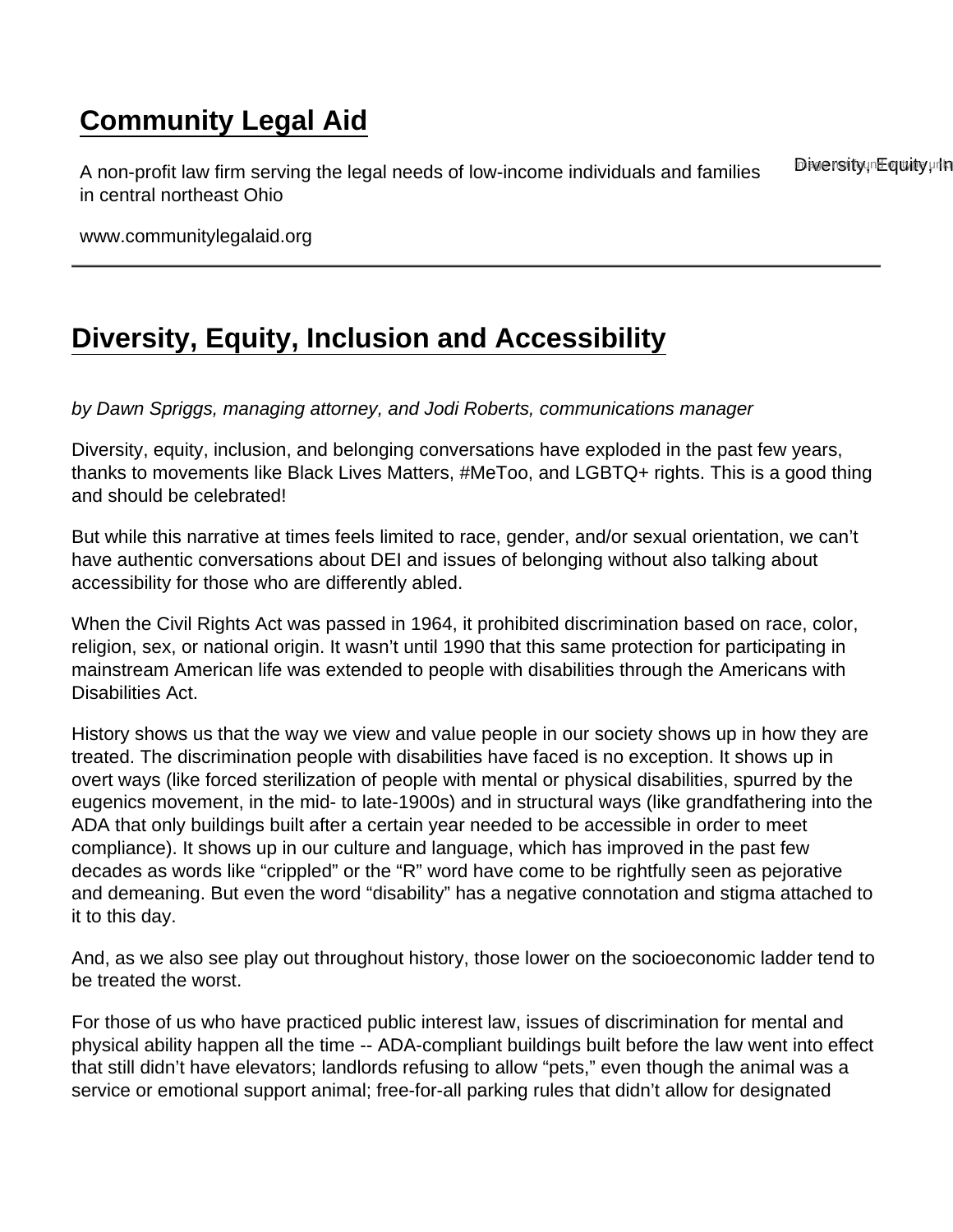# Community Legal Aid

A non-profit law firm serving the legal needs of low-income individuals and families in central northeast Ohio

www.communitylegalaid.org

## Diversity, Equity, Inclusion and Accessibility

*by Dawn Spriggs, managing attorney, and Jodi Roberts, communications manager*

Diversity, equity, inclusion, and belonging conversations have exploded in the past few years, thanks to movements like Black Lives Matters, #MeToo, and LGBTQ+ rights. This is a good thing and should be celebrated!

But while this narrative at times feels limited to race, gender, and/or sexual orientation, we can't have authentic conversations about DEI and issues of belonging without also talking about accessibility for those who are differently abled.

When the Civil Rights Act was passed in 1964, it prohibited discrimination based on race, color, religion, sex, or national origin. It wasn't until 1990 that this same protection for participating in mainstream American life was extended to people with disabilities through the Americans with Disabilities Act.

History shows us that the way we view and value people in our society shows up in how they are treated. The discrimination people with disabilities have faced is no exception. It shows up in overt ways (like forced sterilization of people with mental or physical disabilities, spurred by the eugenics movement, in the mid- to late-1900s) and in structural ways (like grandfathering into the ADA that only buildings built after a certain year needed to be accessible in order to meet compliance). It shows up in our culture and language, which has improved in the past few decades as words like "crippled" or the "R" word have come to be rightfully seen as pejorative and demeaning. But even the word "disability" has a negative connotation and stigma attached to it to this day.

And, as we also see play out throughout history, those lower on the socioeconomic ladder tend to be treated the worst.

For those of us who have practiced public interest law, issues of discrimination for mental and physical ability happen all the time -- ADA-compliant buildings built before the law went into effect that still didn't have elevators; landlords refusing to allow "pets," even though the animal was a service or emotional support animal; free-for-all parking rules that didn't allow for designated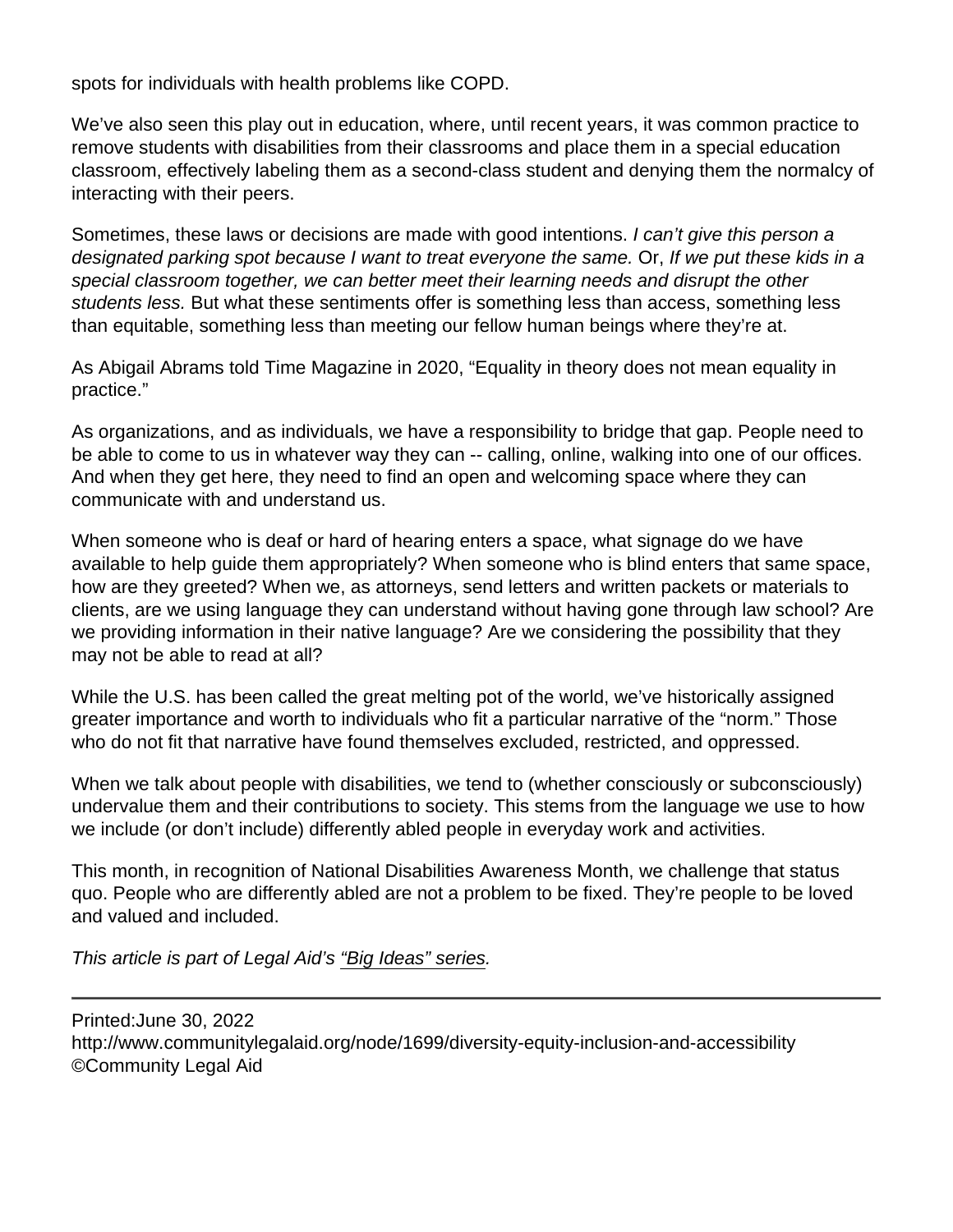spots for individuals with health problems like COPD.

We've also seen this play out in education, where, until recent years, it was common practice to remove students with disabilities from their classrooms and place them in a special education classroom, effectively labeling them as a second-class student and denying them the normalcy of interacting with their peers.

Sometimes, these laws or decisions are made with good intentions. *I can't give this person a designated parking spot because I want to treat everyone the same.* Or, *If we put these kids in a special classroom together, we can better meet their learning needs and disrupt the other students less.* But what these sentiments offer is something less than access, something less than equitable, something less than meeting our fellow human beings where they're at.

As Abigail Abrams told Time Magazine in 2020, "Equality in theory does not mean equality in practice."

As organizations, and as individuals, we have a responsibility to bridge that gap. People need to be able to come to us in whatever way they can -- calling, online, walking into one of our offices. And when they get here, they need to find an open and welcoming space where they can communicate with and understand us.

When someone who is deaf or hard of hearing enters a space, what signage do we have available to help guide them appropriately? When someone who is blind enters that same space, how are they greeted? When we, as attorneys, send letters and written packets or materials to clients, are we using language they can understand without having gone through law school? Are we providing information in their native language? Are we considering the possibility that they may not be able to read at all?

While the U.S. has been called the great melting pot of the world, we've historically assigned greater importance and worth to individuals who fit a particular narrative of the "norm." Those who do not fit that narrative have found themselves excluded, restricted, and oppressed.

When we talk about people with disabilities, we tend to (whether consciously or subconsciously) undervalue them and their contributions to society. This stems from the language we use to how we include (or don't include) differently abled people in everyday work and activities.

This month, in recognition of National Disabilities Awareness Month, we challenge that status quo. People who are differently abled are not a problem to be fixed. They're people to be loved and valued and included.

*This article is part of Legal Aid's "Big Ideas" series.*

---

Printed:June 30, 2022
http://www.communitylegalaid.org/node/1699/diversity-equity-inclusion-and-accessibility
©Community Legal Aid